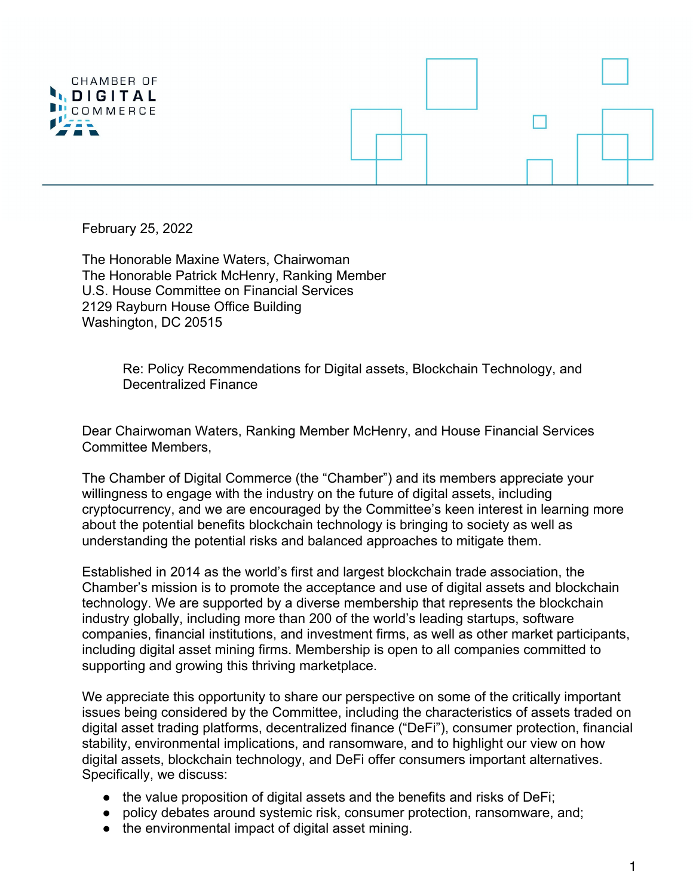CHAMBER OF DIGITAL COMMERCE

February 25, 2022

The Honorable Maxine Waters, Chairwoman
The Honorable Patrick McHenry, Ranking Member
U.S. House Committee on Financial Services
2129 Rayburn House Office Building
Washington, DC 20515

Re: Policy Recommendations for Digital assets, Blockchain Technology, and Decentralized Finance

Dear Chairwoman Waters, Ranking Member McHenry, and House Financial Services Committee Members,

The Chamber of Digital Commerce (the "Chamber") and its members appreciate your willingness to engage with the industry on the future of digital assets, including cryptocurrency, and we are encouraged by the Committee's keen interest in learning more about the potential benefits blockchain technology is bringing to society as well as understanding the potential risks and balanced approaches to mitigate them.

Established in 2014 as the world's first and largest blockchain trade association, the Chamber's mission is to promote the acceptance and use of digital assets and blockchain technology. We are supported by a diverse membership that represents the blockchain industry globally, including more than 200 of the world's leading startups, software companies, financial institutions, and investment firms, as well as other market participants, including digital asset mining firms. Membership is open to all companies committed to supporting and growing this thriving marketplace.

We appreciate this opportunity to share our perspective on some of the critically important issues being considered by the Committee, including the characteristics of assets traded on digital asset trading platforms, decentralized finance ("DeFi"), consumer protection, financial stability, environmental implications, and ransomware, and to highlight our view on how digital assets, blockchain technology, and DeFi offer consumers important alternatives. Specifically, we discuss:

- the value proposition of digital assets and the benefits and risks of DeFi;
- policy debates around systemic risk, consumer protection, ransomware, and;
- the environmental impact of digital asset mining.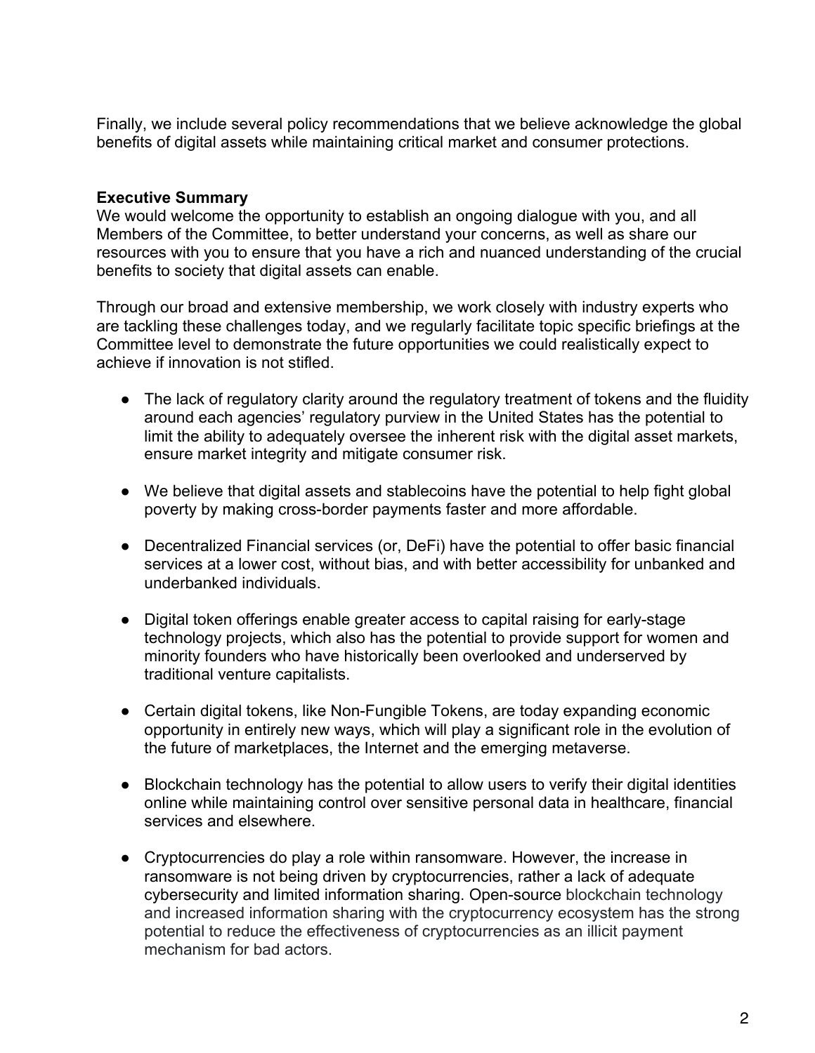Finally, we include several policy recommendations that we believe acknowledge the global benefits of digital assets while maintaining critical market and consumer protections.

**Executive Summary**

We would welcome the opportunity to establish an ongoing dialogue with you, and all Members of the Committee, to better understand your concerns, as well as share our resources with you to ensure that you have a rich and nuanced understanding of the crucial benefits to society that digital assets can enable.

Through our broad and extensive membership, we work closely with industry experts who are tackling these challenges today, and we regularly facilitate topic specific briefings at the Committee level to demonstrate the future opportunities we could realistically expect to achieve if innovation is not stifled.

- The lack of regulatory clarity around the regulatory treatment of tokens and the fluidity around each agencies' regulatory purview in the United States has the potential to limit the ability to adequately oversee the inherent risk with the digital asset markets, ensure market integrity and mitigate consumer risk.

- We believe that digital assets and stablecoins have the potential to help fight global poverty by making cross-border payments faster and more affordable.

- Decentralized Financial services (or, DeFi) have the potential to offer basic financial services at a lower cost, without bias, and with better accessibility for unbanked and underbanked individuals.

- Digital token offerings enable greater access to capital raising for early-stage technology projects, which also has the potential to provide support for women and minority founders who have historically been overlooked and underserved by traditional venture capitalists.

- Certain digital tokens, like Non-Fungible Tokens, are today expanding economic opportunity in entirely new ways, which will play a significant role in the evolution of the future of marketplaces, the Internet and the emerging metaverse.

- Blockchain technology has the potential to allow users to verify their digital identities online while maintaining control over sensitive personal data in healthcare, financial services and elsewhere.

- Cryptocurrencies do play a role within ransomware. However, the increase in ransomware is not being driven by cryptocurrencies, rather a lack of adequate cybersecurity and limited information sharing. Open-source blockchain technology and increased information sharing with the cryptocurrency ecosystem has the strong potential to reduce the effectiveness of cryptocurrencies as an illicit payment mechanism for bad actors.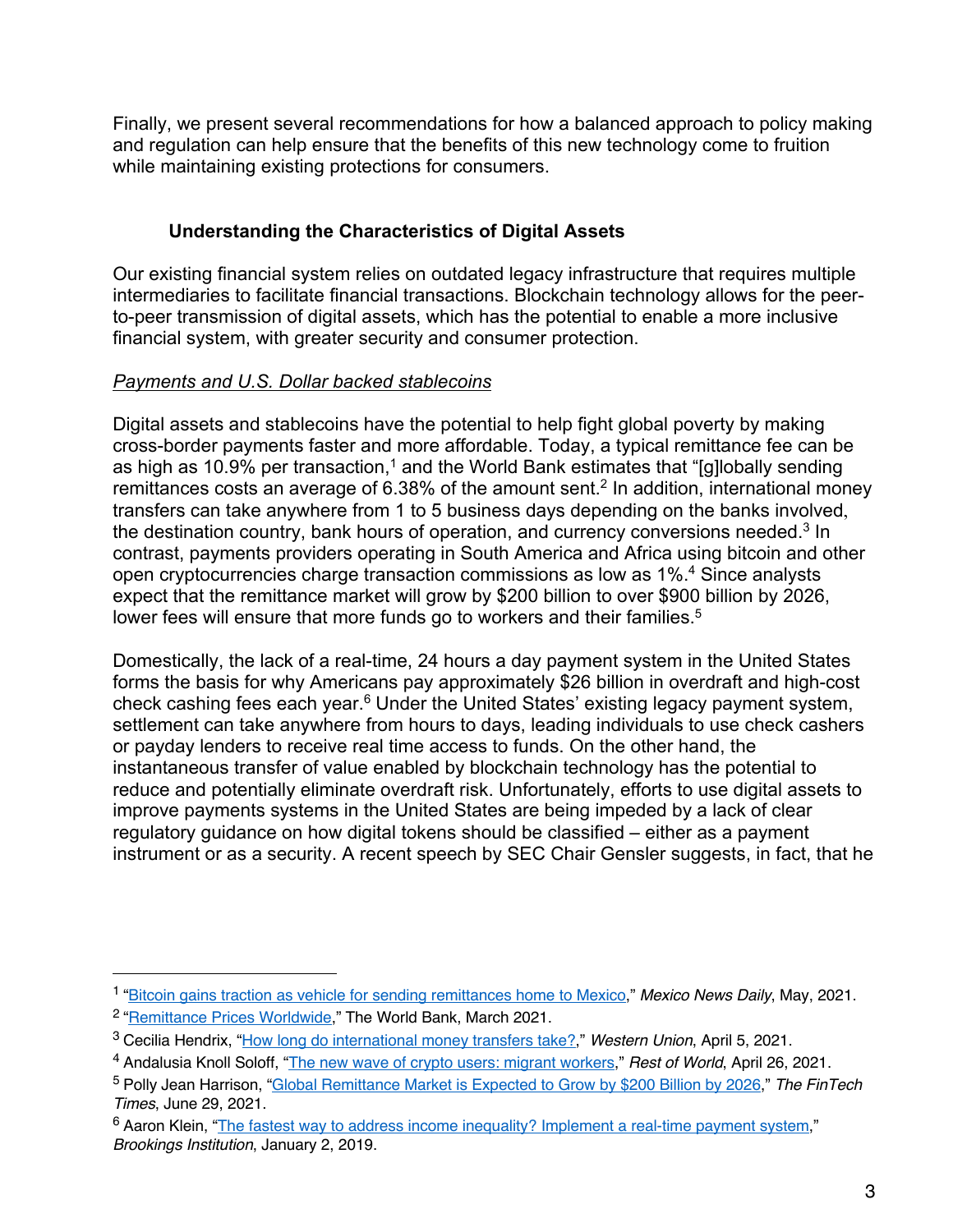Finally, we present several recommendations for how a balanced approach to policy making and regulation can help ensure that the benefits of this new technology come to fruition while maintaining existing protections for consumers.

## Understanding the Characteristics of Digital Assets

Our existing financial system relies on outdated legacy infrastructure that requires multiple intermediaries to facilitate financial transactions. Blockchain technology allows for the peer-to-peer transmission of digital assets, which has the potential to enable a more inclusive financial system, with greater security and consumer protection.

### *Payments and U.S. Dollar backed stablecoins*

Digital assets and stablecoins have the potential to help fight global poverty by making cross-border payments faster and more affordable. Today, a typical remittance fee can be as high as 10.9% per transaction,[1] and the World Bank estimates that "[g]lobally sending remittances costs an average of 6.38% of the amount sent.[2] In addition, international money transfers can take anywhere from 1 to 5 business days depending on the banks involved, the destination country, bank hours of operation, and currency conversions needed.[3] In contrast, payments providers operating in South America and Africa using bitcoin and other open cryptocurrencies charge transaction commissions as low as 1%.[4] Since analysts expect that the remittance market will grow by $200 billion to over $900 billion by 2026, lower fees will ensure that more funds go to workers and their families.[5]

Domestically, the lack of a real-time, 24 hours a day payment system in the United States forms the basis for why Americans pay approximately $26 billion in overdraft and high-cost check cashing fees each year.[6] Under the United States' existing legacy payment system, settlement can take anywhere from hours to days, leading individuals to use check cashers or payday lenders to receive real time access to funds. On the other hand, the instantaneous transfer of value enabled by blockchain technology has the potential to reduce and potentially eliminate overdraft risk. Unfortunately, efforts to use digital assets to improve payments systems in the United States are being impeded by a lack of clear regulatory guidance on how digital tokens should be classified – either as a payment instrument or as a security. A recent speech by SEC Chair Gensler suggests, in fact, that he

---

[1] "Bitcoin gains traction as vehicle for sending remittances home to Mexico," *Mexico News Daily*, May, 2021.

[2] "Remittance Prices Worldwide," The World Bank, March 2021.

[3] Cecilia Hendrix, "How long do international money transfers take?," *Western Union*, April 5, 2021.

[4] Andalusia Knoll Soloff, "The new wave of crypto users: migrant workers," *Rest of World*, April 26, 2021.

[5] Polly Jean Harrison, "Global Remittance Market is Expected to Grow by $200 Billion by 2026," *The FinTech Times*, June 29, 2021.

[6] Aaron Klein, "The fastest way to address income inequality? Implement a real-time payment system," *Brookings Institution*, January 2, 2019.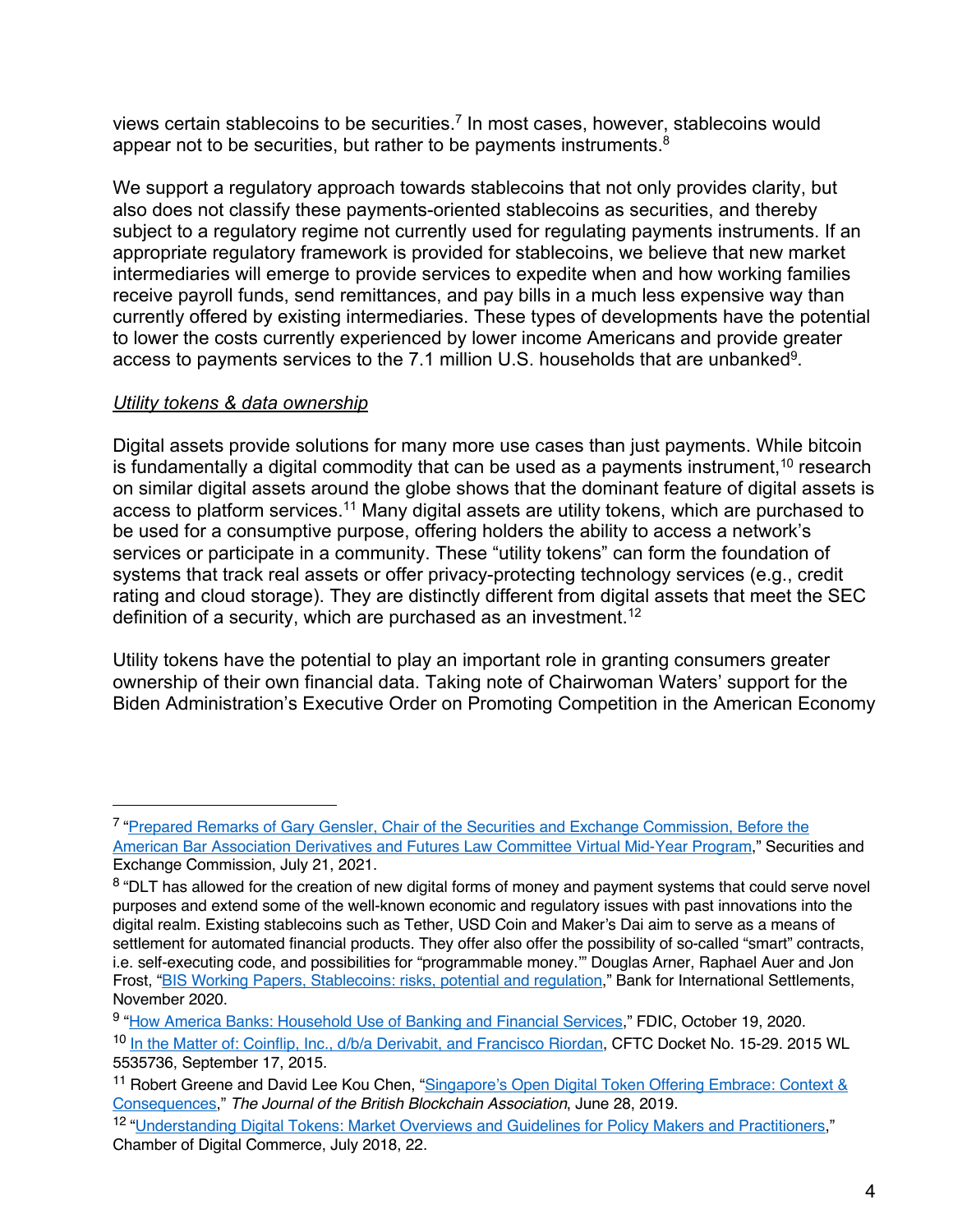views certain stablecoins to be securities.[7] In most cases, however, stablecoins would appear not to be securities, but rather to be payments instruments.[8]

We support a regulatory approach towards stablecoins that not only provides clarity, but also does not classify these payments-oriented stablecoins as securities, and thereby subject to a regulatory regime not currently used for regulating payments instruments. If an appropriate regulatory framework is provided for stablecoins, we believe that new market intermediaries will emerge to provide services to expedite when and how working families receive payroll funds, send remittances, and pay bills in a much less expensive way than currently offered by existing intermediaries. These types of developments have the potential to lower the costs currently experienced by lower income Americans and provide greater access to payments services to the 7.1 million U.S. households that are unbanked[9].

*Utility tokens & data ownership*

Digital assets provide solutions for many more use cases than just payments. While bitcoin is fundamentally a digital commodity that can be used as a payments instrument,[10] research on similar digital assets around the globe shows that the dominant feature of digital assets is access to platform services.[11] Many digital assets are utility tokens, which are purchased to be used for a consumptive purpose, offering holders the ability to access a network's services or participate in a community. These "utility tokens" can form the foundation of systems that track real assets or offer privacy-protecting technology services (e.g., credit rating and cloud storage). They are distinctly different from digital assets that meet the SEC definition of a security, which are purchased as an investment.[12]

Utility tokens have the potential to play an important role in granting consumers greater ownership of their own financial data. Taking note of Chairwoman Waters' support for the Biden Administration's Executive Order on Promoting Competition in the American Economy

---

[7] "Prepared Remarks of Gary Gensler, Chair of the Securities and Exchange Commission, Before the American Bar Association Derivatives and Futures Law Committee Virtual Mid-Year Program," Securities and Exchange Commission, July 21, 2021.

[8] "DLT has allowed for the creation of new digital forms of money and payment systems that could serve novel purposes and extend some of the well-known economic and regulatory issues with past innovations into the digital realm. Existing stablecoins such as Tether, USD Coin and Maker's Dai aim to serve as a means of settlement for automated financial products. They offer also offer the possibility of so-called "smart" contracts, i.e. self-executing code, and possibilities for "programmable money."" Douglas Arner, Raphael Auer and Jon Frost, "BIS Working Papers, Stablecoins: risks, potential and regulation," Bank for International Settlements, November 2020.

[9] "How America Banks: Household Use of Banking and Financial Services," FDIC, October 19, 2020.

[10] In the Matter of: Coinflip, Inc., d/b/a Derivabit, and Francisco Riordan, CFTC Docket No. 15-29. 2015 WL 5535736, September 17, 2015.

[11] Robert Greene and David Lee Kou Chen, "Singapore's Open Digital Token Offering Embrace: Context & Consequences," *The Journal of the British Blockchain Association*, June 28, 2019.

[12] "Understanding Digital Tokens: Market Overviews and Guidelines for Policy Makers and Practitioners," Chamber of Digital Commerce, July 2018, 22.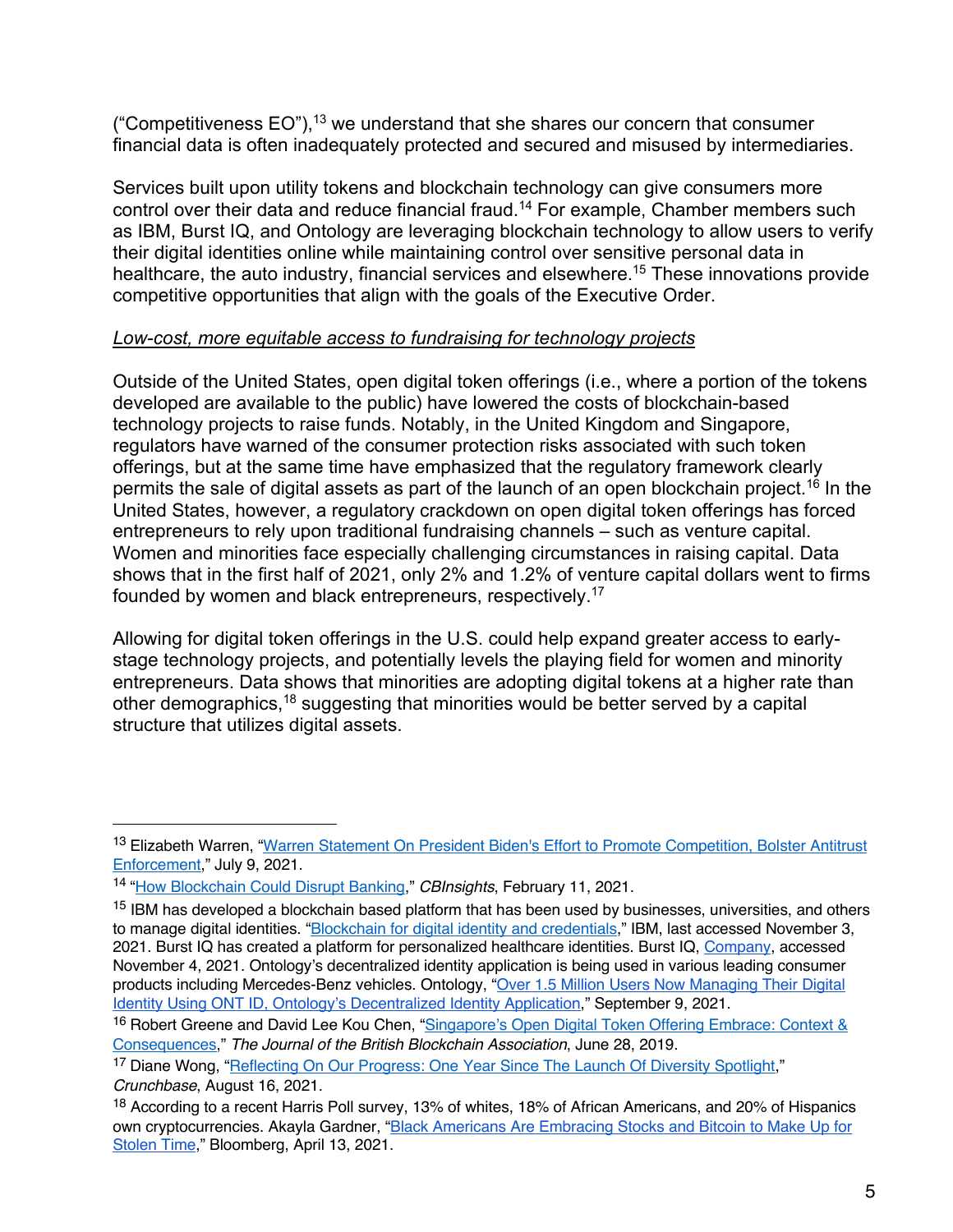(“Competitiveness EO”),[13] we understand that she shares our concern that consumer financial data is often inadequately protected and secured and misused by intermediaries.

Services built upon utility tokens and blockchain technology can give consumers more control over their data and reduce financial fraud.[14] For example, Chamber members such as IBM, Burst IQ, and Ontology are leveraging blockchain technology to allow users to verify their digital identities online while maintaining control over sensitive personal data in healthcare, the auto industry, financial services and elsewhere.[15] These innovations provide competitive opportunities that align with the goals of the Executive Order.

*Low-cost, more equitable access to fundraising for technology projects*

Outside of the United States, open digital token offerings (i.e., where a portion of the tokens developed are available to the public) have lowered the costs of blockchain-based technology projects to raise funds. Notably, in the United Kingdom and Singapore, regulators have warned of the consumer protection risks associated with such token offerings, but at the same time have emphasized that the regulatory framework clearly permits the sale of digital assets as part of the launch of an open blockchain project.[16] In the United States, however, a regulatory crackdown on open digital token offerings has forced entrepreneurs to rely upon traditional fundraising channels – such as venture capital. Women and minorities face especially challenging circumstances in raising capital. Data shows that in the first half of 2021, only 2% and 1.2% of venture capital dollars went to firms founded by women and black entrepreneurs, respectively.[17]

Allowing for digital token offerings in the U.S. could help expand greater access to early-stage technology projects, and potentially levels the playing field for women and minority entrepreneurs. Data shows that minorities are adopting digital tokens at a higher rate than other demographics,[18] suggesting that minorities would be better served by a capital structure that utilizes digital assets.

---

[13] Elizabeth Warren, “Warren Statement On President Biden's Effort to Promote Competition, Bolster Antitrust Enforcement,” July 9, 2021.

[14] “How Blockchain Could Disrupt Banking,” *CBInsights*, February 11, 2021.

[15] IBM has developed a blockchain based platform that has been used by businesses, universities, and others to manage digital identities. “Blockchain for digital identity and credentials,” IBM, last accessed November 3, 2021. Burst IQ has created a platform for personalized healthcare identities. Burst IQ, Company, accessed November 4, 2021. Ontology’s decentralized identity application is being used in various leading consumer products including Mercedes-Benz vehicles. Ontology, “Over 1.5 Million Users Now Managing Their Digital Identity Using ONT ID, Ontology’s Decentralized Identity Application,” September 9, 2021.

[16] Robert Greene and David Lee Kou Chen, “Singapore’s Open Digital Token Offering Embrace: Context & Consequences,” *The Journal of the British Blockchain Association*, June 28, 2019.

[17] Diane Wong, “Reflecting On Our Progress: One Year Since The Launch Of Diversity Spotlight,” *Crunchbase*, August 16, 2021.

[18] According to a recent Harris Poll survey, 13% of whites, 18% of African Americans, and 20% of Hispanics own cryptocurrencies. Akayla Gardner, “Black Americans Are Embracing Stocks and Bitcoin to Make Up for Stolen Time,” Bloomberg, April 13, 2021.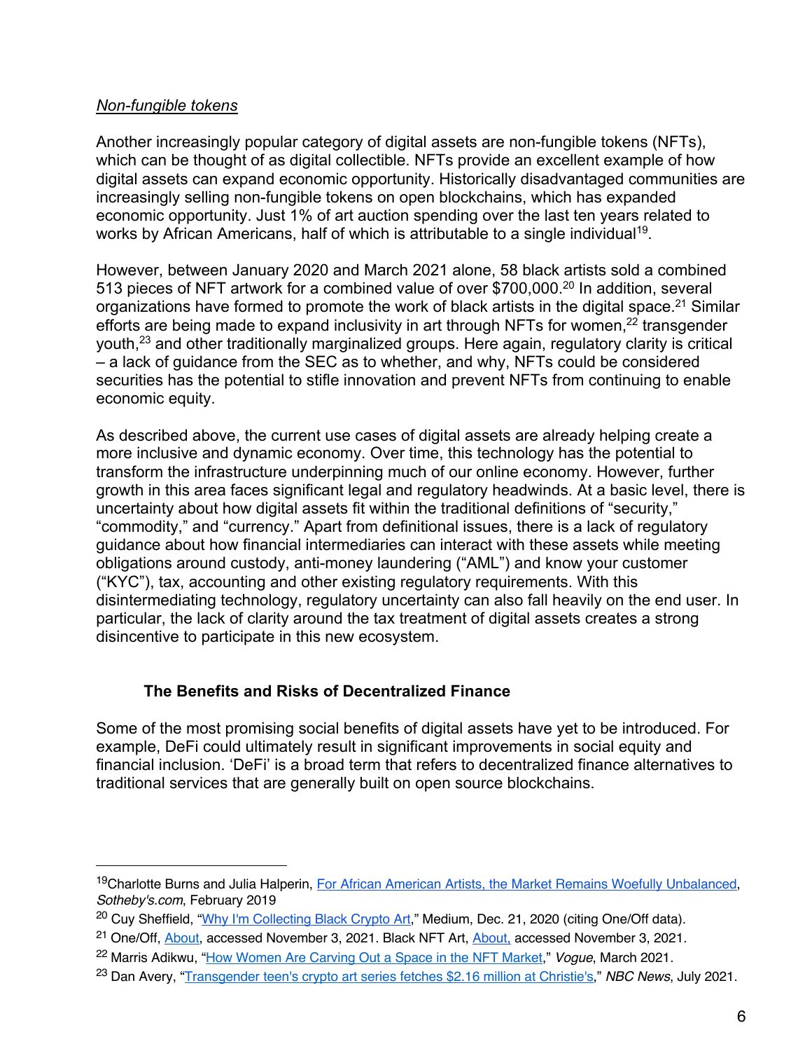*Non-fungible tokens*

Another increasingly popular category of digital assets are non-fungible tokens (NFTs), which can be thought of as digital collectible. NFTs provide an excellent example of how digital assets can expand economic opportunity. Historically disadvantaged communities are increasingly selling non-fungible tokens on open blockchains, which has expanded economic opportunity. Just 1% of art auction spending over the last ten years related to works by African Americans, half of which is attributable to a single individual[19].

However, between January 2020 and March 2021 alone, 58 black artists sold a combined 513 pieces of NFT artwork for a combined value of over $700,000.[20] In addition, several organizations have formed to promote the work of black artists in the digital space.[21] Similar efforts are being made to expand inclusivity in art through NFTs for women,[22] transgender youth,[23] and other traditionally marginalized groups. Here again, regulatory clarity is critical – a lack of guidance from the SEC as to whether, and why, NFTs could be considered securities has the potential to stifle innovation and prevent NFTs from continuing to enable economic equity.

As described above, the current use cases of digital assets are already helping create a more inclusive and dynamic economy. Over time, this technology has the potential to transform the infrastructure underpinning much of our online economy. However, further growth in this area faces significant legal and regulatory headwinds. At a basic level, there is uncertainty about how digital assets fit within the traditional definitions of "security," "commodity," and "currency." Apart from definitional issues, there is a lack of regulatory guidance about how financial intermediaries can interact with these assets while meeting obligations around custody, anti-money laundering ("AML") and know your customer ("KYC"), tax, accounting and other existing regulatory requirements. With this disintermediating technology, regulatory uncertainty can also fall heavily on the end user. In particular, the lack of clarity around the tax treatment of digital assets creates a strong disincentive to participate in this new ecosystem.

**The Benefits and Risks of Decentralized Finance**

Some of the most promising social benefits of digital assets have yet to be introduced. For example, DeFi could ultimately result in significant improvements in social equity and financial inclusion. 'DeFi' is a broad term that refers to decentralized finance alternatives to traditional services that are generally built on open source blockchains.

---

[19] Charlotte Burns and Julia Halperin, For African American Artists, the Market Remains Woefully Unbalanced, *Sotheby's.com*, February 2019

[20] Cuy Sheffield, "Why I'm Collecting Black Crypto Art," Medium, Dec. 21, 2020 (citing One/Off data).

[21] One/Off, About, accessed November 3, 2021. Black NFT Art, About, accessed November 3, 2021.

[22] Marris Adikwu, "How Women Are Carving Out a Space in the NFT Market," *Vogue*, March 2021.

[23] Dan Avery, "Transgender teen's crypto art series fetches $2.16 million at Christie's," *NBC News*, July 2021.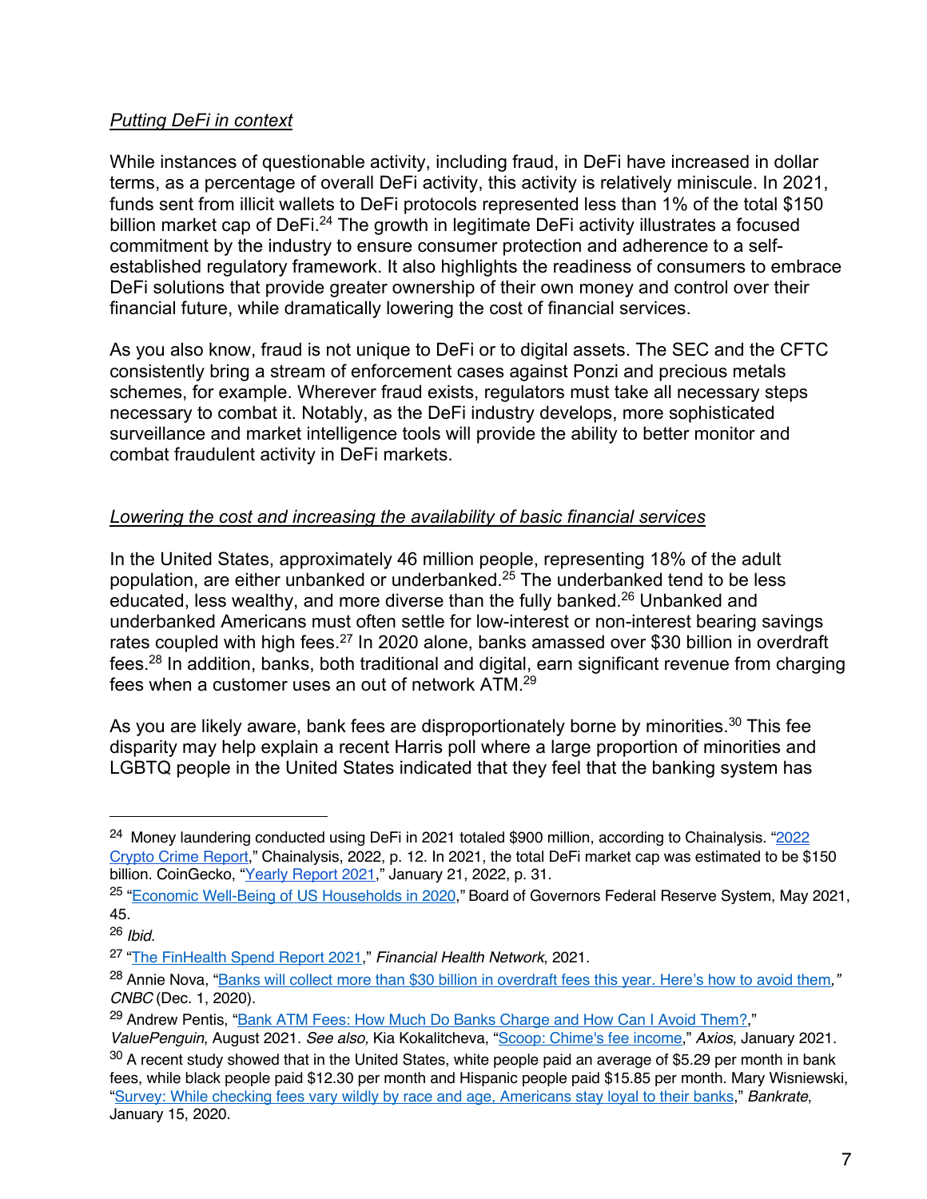*Putting DeFi in context*

While instances of questionable activity, including fraud, in DeFi have increased in dollar terms, as a percentage of overall DeFi activity, this activity is relatively miniscule. In 2021, funds sent from illicit wallets to DeFi protocols represented less than 1% of the total $150 billion market cap of DeFi.[24] The growth in legitimate DeFi activity illustrates a focused commitment by the industry to ensure consumer protection and adherence to a self-established regulatory framework. It also highlights the readiness of consumers to embrace DeFi solutions that provide greater ownership of their own money and control over their financial future, while dramatically lowering the cost of financial services.

As you also know, fraud is not unique to DeFi or to digital assets. The SEC and the CFTC consistently bring a stream of enforcement cases against Ponzi and precious metals schemes, for example. Wherever fraud exists, regulators must take all necessary steps necessary to combat it. Notably, as the DeFi industry develops, more sophisticated surveillance and market intelligence tools will provide the ability to better monitor and combat fraudulent activity in DeFi markets.

*Lowering the cost and increasing the availability of basic financial services*

In the United States, approximately 46 million people, representing 18% of the adult population, are either unbanked or underbanked.[25] The underbanked tend to be less educated, less wealthy, and more diverse than the fully banked.[26] Unbanked and underbanked Americans must often settle for low-interest or non-interest bearing savings rates coupled with high fees.[27] In 2020 alone, banks amassed over $30 billion in overdraft fees.[28] In addition, banks, both traditional and digital, earn significant revenue from charging fees when a customer uses an out of network ATM.[29]

As you are likely aware, bank fees are disproportionately borne by minorities.[30] This fee disparity may help explain a recent Harris poll where a large proportion of minorities and LGBTQ people in the United States indicated that they feel that the banking system has

---

[24] Money laundering conducted using DeFi in 2021 totaled $900 million, according to Chainalysis. "2022 Crypto Crime Report," Chainalysis, 2022, p. 12. In 2021, the total DeFi market cap was estimated to be $150 billion. CoinGecko, "Yearly Report 2021," January 21, 2022, p. 31.

[25] "Economic Well-Being of US Households in 2020," Board of Governors Federal Reserve System, May 2021, 45.

[26] *Ibid.*

[27] "The FinHealth Spend Report 2021," *Financial Health Network*, 2021.

[28] Annie Nova, "Banks will collect more than $30 billion in overdraft fees this year. Here's how to avoid them," *CNBC* (Dec. 1, 2020).

[29] Andrew Pentis, "Bank ATM Fees: How Much Do Banks Charge and How Can I Avoid Them?," *ValuePenguin*, August 2021. *See also,* Kia Kokalitcheva, "Scoop: Chime's fee income," *Axios*, January 2021.

[30] A recent study showed that in the United States, white people paid an average of $5.29 per month in bank fees, while black people paid $12.30 per month and Hispanic people paid $15.85 per month. Mary Wisniewski, "Survey: While checking fees vary wildly by race and age, Americans stay loyal to their banks," *Bankrate*, January 15, 2020.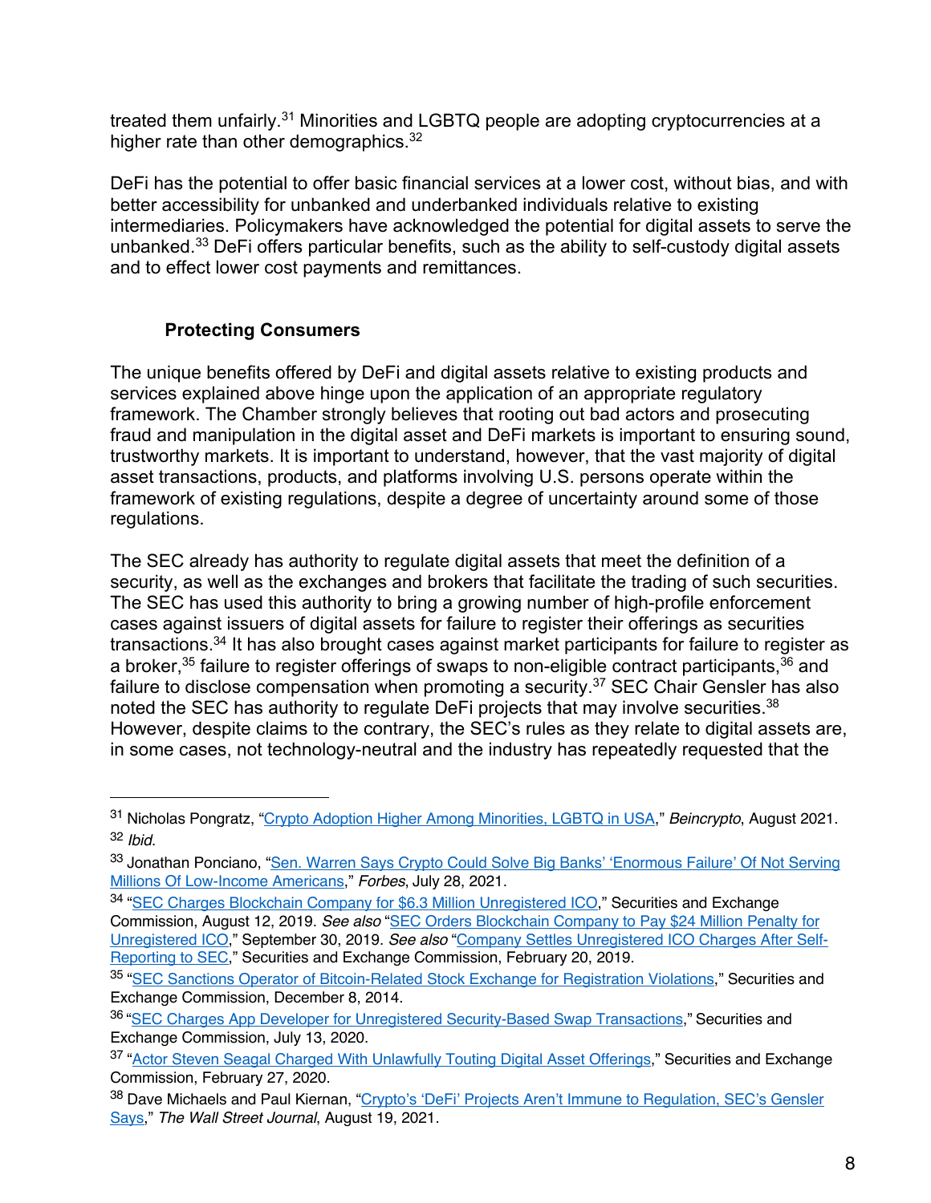treated them unfairly.[31] Minorities and LGBTQ people are adopting cryptocurrencies at a higher rate than other demographics.[32]

DeFi has the potential to offer basic financial services at a lower cost, without bias, and with better accessibility for unbanked and underbanked individuals relative to existing intermediaries. Policymakers have acknowledged the potential for digital assets to serve the unbanked.[33] DeFi offers particular benefits, such as the ability to self-custody digital assets and to effect lower cost payments and remittances.

### Protecting Consumers

The unique benefits offered by DeFi and digital assets relative to existing products and services explained above hinge upon the application of an appropriate regulatory framework. The Chamber strongly believes that rooting out bad actors and prosecuting fraud and manipulation in the digital asset and DeFi markets is important to ensuring sound, trustworthy markets. It is important to understand, however, that the vast majority of digital asset transactions, products, and platforms involving U.S. persons operate within the framework of existing regulations, despite a degree of uncertainty around some of those regulations.

The SEC already has authority to regulate digital assets that meet the definition of a security, as well as the exchanges and brokers that facilitate the trading of such securities. The SEC has used this authority to bring a growing number of high-profile enforcement cases against issuers of digital assets for failure to register their offerings as securities transactions.[34] It has also brought cases against market participants for failure to register as a broker,[35] failure to register offerings of swaps to non-eligible contract participants,[36] and failure to disclose compensation when promoting a security.[37] SEC Chair Gensler has also noted the SEC has authority to regulate DeFi projects that may involve securities.[38] However, despite claims to the contrary, the SEC's rules as they relate to digital assets are, in some cases, not technology-neutral and the industry has repeatedly requested that the

---

[31] Nicholas Pongratz, "Crypto Adoption Higher Among Minorities, LGBTQ in USA," *Beincrypto*, August 2021.

[32] *Ibid.*

[33] Jonathan Ponciano, "Sen. Warren Says Crypto Could Solve Big Banks' 'Enormous Failure' Of Not Serving Millions Of Low-Income Americans," *Forbes*, July 28, 2021.

[34] "SEC Charges Blockchain Company for $6.3 Million Unregistered ICO," Securities and Exchange Commission, August 12, 2019. *See also* "SEC Orders Blockchain Company to Pay $24 Million Penalty for Unregistered ICO," September 30, 2019. *See also* "Company Settles Unregistered ICO Charges After Self-Reporting to SEC," Securities and Exchange Commission, February 20, 2019.

[35] "SEC Sanctions Operator of Bitcoin-Related Stock Exchange for Registration Violations," Securities and Exchange Commission, December 8, 2014.

[36] "SEC Charges App Developer for Unregistered Security-Based Swap Transactions," Securities and Exchange Commission, July 13, 2020.

[37] "Actor Steven Seagal Charged With Unlawfully Touting Digital Asset Offerings," Securities and Exchange Commission, February 27, 2020.

[38] Dave Michaels and Paul Kiernan, "Crypto's 'DeFi' Projects Aren't Immune to Regulation, SEC's Gensler Says," *The Wall Street Journal*, August 19, 2021.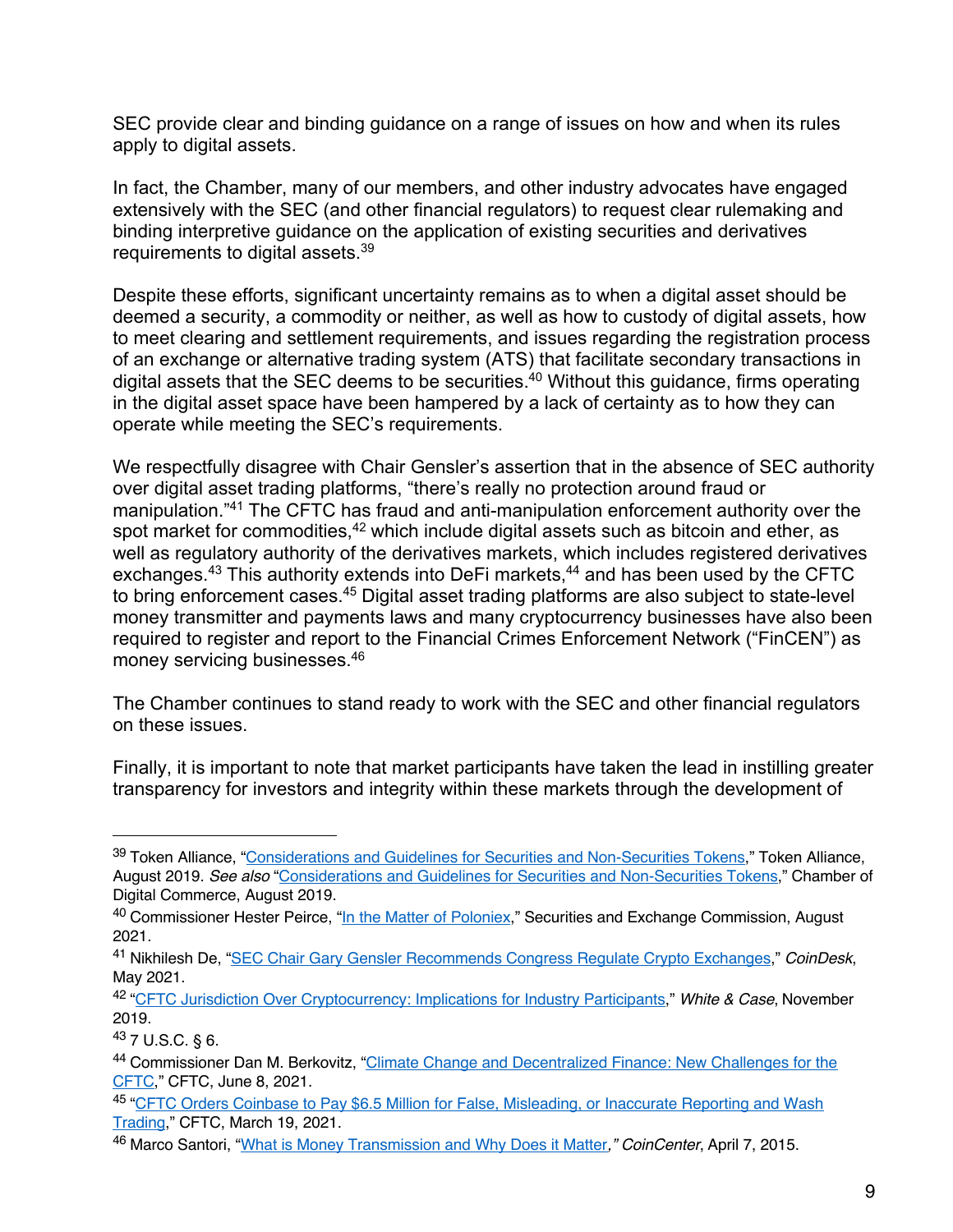SEC provide clear and binding guidance on a range of issues on how and when its rules apply to digital assets.

In fact, the Chamber, many of our members, and other industry advocates have engaged extensively with the SEC (and other financial regulators) to request clear rulemaking and binding interpretive guidance on the application of existing securities and derivatives requirements to digital assets.[39]

Despite these efforts, significant uncertainty remains as to when a digital asset should be deemed a security, a commodity or neither, as well as how to custody of digital assets, how to meet clearing and settlement requirements, and issues regarding the registration process of an exchange or alternative trading system (ATS) that facilitate secondary transactions in digital assets that the SEC deems to be securities.[40] Without this guidance, firms operating in the digital asset space have been hampered by a lack of certainty as to how they can operate while meeting the SEC's requirements.

We respectfully disagree with Chair Gensler's assertion that in the absence of SEC authority over digital asset trading platforms, "there's really no protection around fraud or manipulation."[41] The CFTC has fraud and anti-manipulation enforcement authority over the spot market for commodities,[42] which include digital assets such as bitcoin and ether, as well as regulatory authority of the derivatives markets, which includes registered derivatives exchanges.[43] This authority extends into DeFi markets,[44] and has been used by the CFTC to bring enforcement cases.[45] Digital asset trading platforms are also subject to state-level money transmitter and payments laws and many cryptocurrency businesses have also been required to register and report to the Financial Crimes Enforcement Network ("FinCEN") as money servicing businesses.[46]

The Chamber continues to stand ready to work with the SEC and other financial regulators on these issues.

Finally, it is important to note that market participants have taken the lead in instilling greater transparency for investors and integrity within these markets through the development of

---

[39] Token Alliance, "Considerations and Guidelines for Securities and Non-Securities Tokens," Token Alliance, August 2019. *See also* "Considerations and Guidelines for Securities and Non-Securities Tokens," Chamber of Digital Commerce, August 2019.

[40] Commissioner Hester Peirce, "In the Matter of Poloniex," Securities and Exchange Commission, August 2021.

[41] Nikhilesh De, "SEC Chair Gary Gensler Recommends Congress Regulate Crypto Exchanges," *CoinDesk*, May 2021.

[42] "CFTC Jurisdiction Over Cryptocurrency: Implications for Industry Participants," *White & Case*, November 2019.

[43] 7 U.S.C. § 6.

[44] Commissioner Dan M. Berkovitz, "Climate Change and Decentralized Finance: New Challenges for the CFTC," CFTC, June 8, 2021.

[45] "CFTC Orders Coinbase to Pay $6.5 Million for False, Misleading, or Inaccurate Reporting and Wash Trading," CFTC, March 19, 2021.

[46] Marco Santori, "What is Money Transmission and Why Does it Matter," *CoinCenter*, April 7, 2015.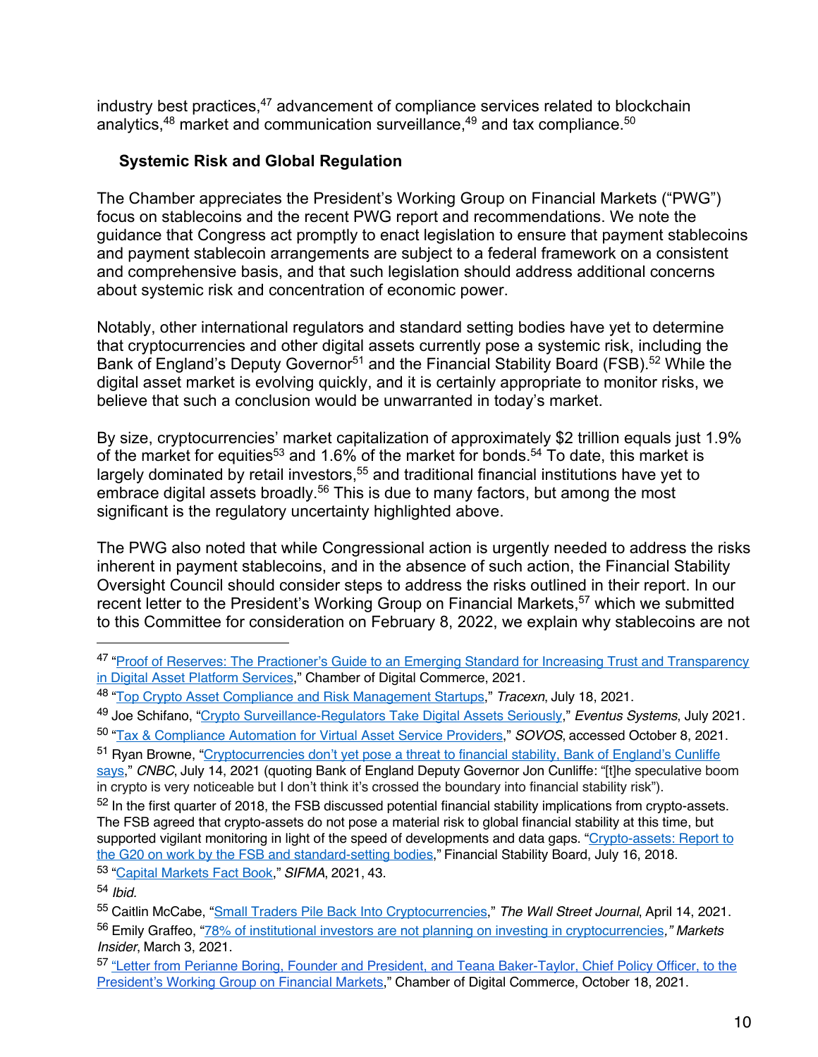industry best practices,[47] advancement of compliance services related to blockchain analytics,[48] market and communication surveillance,[49] and tax compliance.[50]

### Systemic Risk and Global Regulation

The Chamber appreciates the President's Working Group on Financial Markets ("PWG") focus on stablecoins and the recent PWG report and recommendations. We note the guidance that Congress act promptly to enact legislation to ensure that payment stablecoins and payment stablecoin arrangements are subject to a federal framework on a consistent and comprehensive basis, and that such legislation should address additional concerns about systemic risk and concentration of economic power.

Notably, other international regulators and standard setting bodies have yet to determine that cryptocurrencies and other digital assets currently pose a systemic risk, including the Bank of England's Deputy Governor[51] and the Financial Stability Board (FSB).[52] While the digital asset market is evolving quickly, and it is certainly appropriate to monitor risks, we believe that such a conclusion would be unwarranted in today's market.

By size, cryptocurrencies' market capitalization of approximately $2 trillion equals just 1.9% of the market for equities[53] and 1.6% of the market for bonds.[54] To date, this market is largely dominated by retail investors,[55] and traditional financial institutions have yet to embrace digital assets broadly.[56] This is due to many factors, but among the most significant is the regulatory uncertainty highlighted above.

The PWG also noted that while Congressional action is urgently needed to address the risks inherent in payment stablecoins, and in the absence of such action, the Financial Stability Oversight Council should consider steps to address the risks outlined in their report. In our recent letter to the President's Working Group on Financial Markets,[57] which we submitted to this Committee for consideration on February 8, 2022, we explain why stablecoins are not

---

[47] "Proof of Reserves: The Practioner's Guide to an Emerging Standard for Increasing Trust and Transparency in Digital Asset Platform Services," Chamber of Digital Commerce, 2021.

[48] "Top Crypto Asset Compliance and Risk Management Startups," *Tracexn*, July 18, 2021.

[49] Joe Schifano, "Crypto Surveillance-Regulators Take Digital Assets Seriously," *Eventus Systems*, July 2021.

[50] "Tax & Compliance Automation for Virtual Asset Service Providers," *SOVOS*, accessed October 8, 2021.

[51] Ryan Browne, "Cryptocurrencies don't yet pose a threat to financial stability, Bank of England's Cunliffe says," *CNBC*, July 14, 2021 (quoting Bank of England Deputy Governor Jon Cunliffe: "[t]he speculative boom in crypto is very noticeable but I don't think it's crossed the boundary into financial stability risk").

[52] In the first quarter of 2018, the FSB discussed potential financial stability implications from crypto-assets. The FSB agreed that crypto-assets do not pose a material risk to global financial stability at this time, but supported vigilant monitoring in light of the speed of developments and data gaps. "Crypto-assets: Report to the G20 on work by the FSB and standard-setting bodies," Financial Stability Board, July 16, 2018.

[53] "Capital Markets Fact Book," *SIFMA*, 2021, 43.

[54] *Ibid.*

[55] Caitlin McCabe, "Small Traders Pile Back Into Cryptocurrencies," *The Wall Street Journal*, April 14, 2021.

[56] Emily Graffeo, "78% of institutional investors are not planning on investing in cryptocurrencies," *Markets Insider*, March 3, 2021.

[57] "Letter from Perianne Boring, Founder and President, and Teana Baker-Taylor, Chief Policy Officer, to the President's Working Group on Financial Markets," Chamber of Digital Commerce, October 18, 2021.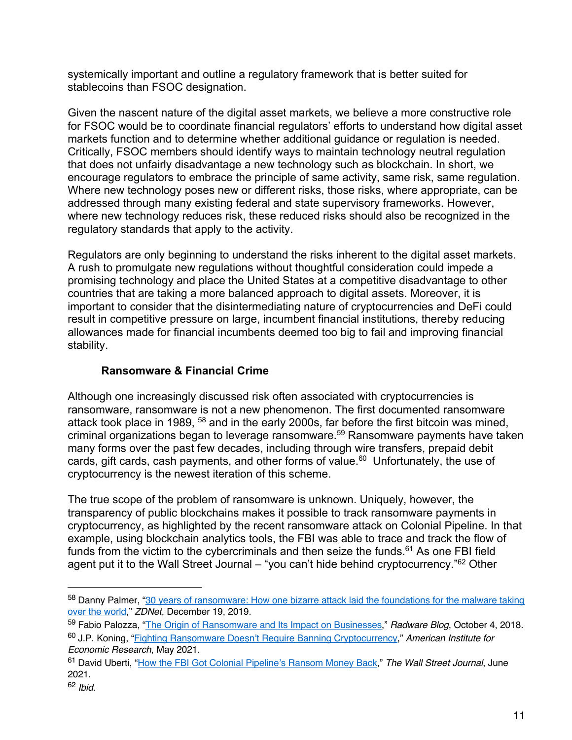systemically important and outline a regulatory framework that is better suited for stablecoins than FSOC designation.

Given the nascent nature of the digital asset markets, we believe a more constructive role for FSOC would be to coordinate financial regulators' efforts to understand how digital asset markets function and to determine whether additional guidance or regulation is needed. Critically, FSOC members should identify ways to maintain technology neutral regulation that does not unfairly disadvantage a new technology such as blockchain. In short, we encourage regulators to embrace the principle of same activity, same risk, same regulation. Where new technology poses new or different risks, those risks, where appropriate, can be addressed through many existing federal and state supervisory frameworks. However, where new technology reduces risk, these reduced risks should also be recognized in the regulatory standards that apply to the activity.

Regulators are only beginning to understand the risks inherent to the digital asset markets. A rush to promulgate new regulations without thoughtful consideration could impede a promising technology and place the United States at a competitive disadvantage to other countries that are taking a more balanced approach to digital assets. Moreover, it is important to consider that the disintermediating nature of cryptocurrencies and DeFi could result in competitive pressure on large, incumbent financial institutions, thereby reducing allowances made for financial incumbents deemed too big to fail and improving financial stability.

**Ransomware & Financial Crime**

Although one increasingly discussed risk often associated with cryptocurrencies is ransomware, ransomware is not a new phenomenon. The first documented ransomware attack took place in 1989, [58] and in the early 2000s, far before the first bitcoin was mined, criminal organizations began to leverage ransomware.[59] Ransomware payments have taken many forms over the past few decades, including through wire transfers, prepaid debit cards, gift cards, cash payments, and other forms of value.[60] Unfortunately, the use of cryptocurrency is the newest iteration of this scheme.

The true scope of the problem of ransomware is unknown. Uniquely, however, the transparency of public blockchains makes it possible to track ransomware payments in cryptocurrency, as highlighted by the recent ransomware attack on Colonial Pipeline. In that example, using blockchain analytics tools, the FBI was able to trace and track the flow of funds from the victim to the cybercriminals and then seize the funds.[61] As one FBI field agent put it to the Wall Street Journal – "you can't hide behind cryptocurrency."[62] Other

---

[58] Danny Palmer, "30 years of ransomware: How one bizarre attack laid the foundations for the malware taking over the world," *ZDNet*, December 19, 2019.

[59] Fabio Palozza, "The Origin of Ransomware and Its Impact on Businesses," *Radware Blog*, October 4, 2018.

[60] J.P. Koning, "Fighting Ransomware Doesn't Require Banning Cryptocurrency," *American Institute for Economic Research*, May 2021.

[61] David Uberti, "How the FBI Got Colonial Pipeline's Ransom Money Back," *The Wall Street Journal*, June 2021.

[62] *Ibid.*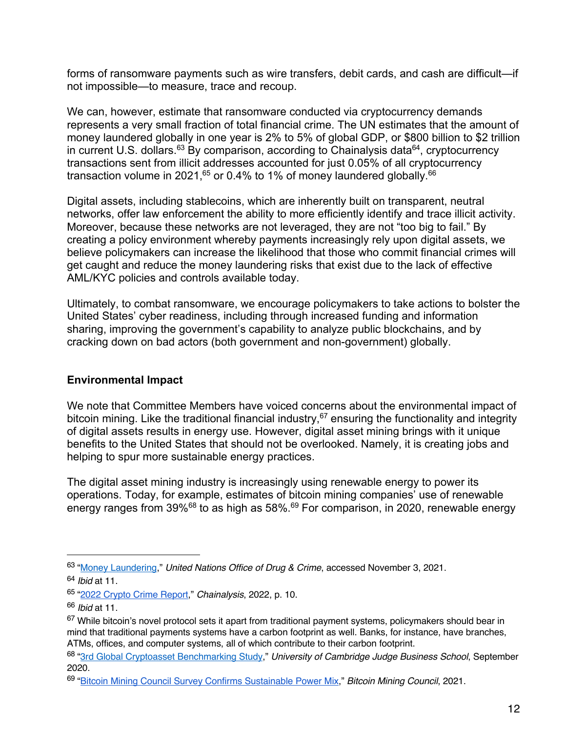forms of ransomware payments such as wire transfers, debit cards, and cash are difficult—if not impossible—to measure, trace and recoup.

We can, however, estimate that ransomware conducted via cryptocurrency demands represents a very small fraction of total financial crime. The UN estimates that the amount of money laundered globally in one year is 2% to 5% of global GDP, or $800 billion to $2 trillion in current U.S. dollars.[63] By comparison, according to Chainalysis data[64], cryptocurrency transactions sent from illicit addresses accounted for just 0.05% of all cryptocurrency transaction volume in 2021,[65] or 0.4% to 1% of money laundered globally.[66]

Digital assets, including stablecoins, which are inherently built on transparent, neutral networks, offer law enforcement the ability to more efficiently identify and trace illicit activity. Moreover, because these networks are not leveraged, they are not "too big to fail." By creating a policy environment whereby payments increasingly rely upon digital assets, we believe policymakers can increase the likelihood that those who commit financial crimes will get caught and reduce the money laundering risks that exist due to the lack of effective AML/KYC policies and controls available today.

Ultimately, to combat ransomware, we encourage policymakers to take actions to bolster the United States' cyber readiness, including through increased funding and information sharing, improving the government's capability to analyze public blockchains, and by cracking down on bad actors (both government and non-government) globally.

**Environmental Impact**

We note that Committee Members have voiced concerns about the environmental impact of bitcoin mining. Like the traditional financial industry,[67] ensuring the functionality and integrity of digital assets results in energy use. However, digital asset mining brings with it unique benefits to the United States that should not be overlooked. Namely, it is creating jobs and helping to spur more sustainable energy practices.

The digital asset mining industry is increasingly using renewable energy to power its operations. Today, for example, estimates of bitcoin mining companies' use of renewable energy ranges from 39%[68] to as high as 58%.[69] For comparison, in 2020, renewable energy

---

[63] "Money Laundering," *United Nations Office of Drug & Crime*, accessed November 3, 2021.

[64] *Ibid* at 11.

[65] "2022 Crypto Crime Report," *Chainalysis*, 2022, p. 10.

[66] *Ibid* at 11.

[67] While bitcoin's novel protocol sets it apart from traditional payment systems, policymakers should bear in mind that traditional payments systems have a carbon footprint as well. Banks, for instance, have branches, ATMs, offices, and computer systems, all of which contribute to their carbon footprint.

[68] "3rd Global Cryptoasset Benchmarking Study," *University of Cambridge Judge Business School*, September 2020.

[69] "Bitcoin Mining Council Survey Confirms Sustainable Power Mix," *Bitcoin Mining Council*, 2021.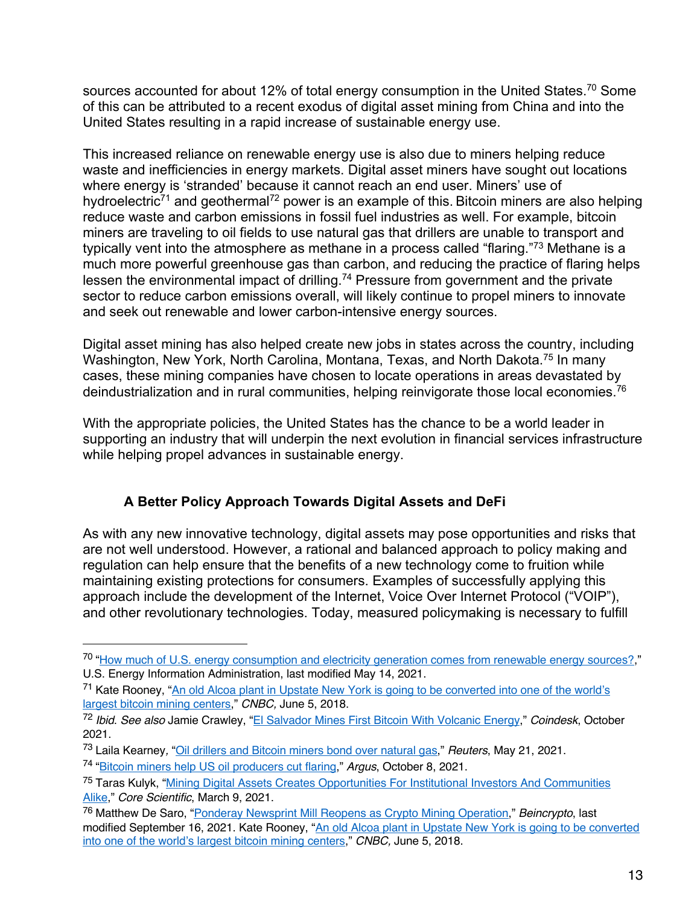sources accounted for about 12% of total energy consumption in the United States.[70] Some of this can be attributed to a recent exodus of digital asset mining from China and into the United States resulting in a rapid increase of sustainable energy use.

This increased reliance on renewable energy use is also due to miners helping reduce waste and inefficiencies in energy markets. Digital asset miners have sought out locations where energy is 'stranded' because it cannot reach an end user. Miners' use of hydroelectric[71] and geothermal[72] power is an example of this. Bitcoin miners are also helping reduce waste and carbon emissions in fossil fuel industries as well. For example, bitcoin miners are traveling to oil fields to use natural gas that drillers are unable to transport and typically vent into the atmosphere as methane in a process called "flaring."[73] Methane is a much more powerful greenhouse gas than carbon, and reducing the practice of flaring helps lessen the environmental impact of drilling.[74] Pressure from government and the private sector to reduce carbon emissions overall, will likely continue to propel miners to innovate and seek out renewable and lower carbon-intensive energy sources.

Digital asset mining has also helped create new jobs in states across the country, including Washington, New York, North Carolina, Montana, Texas, and North Dakota.[75] In many cases, these mining companies have chosen to locate operations in areas devastated by deindustrialization and in rural communities, helping reinvigorate those local economies.[76]

With the appropriate policies, the United States has the chance to be a world leader in supporting an industry that will underpin the next evolution in financial services infrastructure while helping propel advances in sustainable energy.

### A Better Policy Approach Towards Digital Assets and DeFi

As with any new innovative technology, digital assets may pose opportunities and risks that are not well understood. However, a rational and balanced approach to policy making and regulation can help ensure that the benefits of a new technology come to fruition while maintaining existing protections for consumers. Examples of successfully applying this approach include the development of the Internet, Voice Over Internet Protocol ("VOIP"), and other revolutionary technologies. Today, measured policymaking is necessary to fulfill

---

[70] "How much of U.S. energy consumption and electricity generation comes from renewable energy sources?," U.S. Energy Information Administration, last modified May 14, 2021.

[71] Kate Rooney, "An old Alcoa plant in Upstate New York is going to be converted into one of the world's largest bitcoin mining centers," *CNBC,* June 5, 2018.

[72] *Ibid*. *See also* Jamie Crawley, "El Salvador Mines First Bitcoin With Volcanic Energy," *Coindesk*, October 2021.

[73] Laila Kearney, "Oil drillers and Bitcoin miners bond over natural gas," *Reuters*, May 21, 2021.

[74] "Bitcoin miners help US oil producers cut flaring," *Argus*, October 8, 2021.

[75] Taras Kulyk, "Mining Digital Assets Creates Opportunities For Institutional Investors And Communities Alike," *Core Scientific*, March 9, 2021.

[76] Matthew De Saro, "Ponderay Newsprint Mill Reopens as Crypto Mining Operation," *Beincrypto*, last modified September 16, 2021. Kate Rooney, "An old Alcoa plant in Upstate New York is going to be converted into one of the world's largest bitcoin mining centers," *CNBC,* June 5, 2018.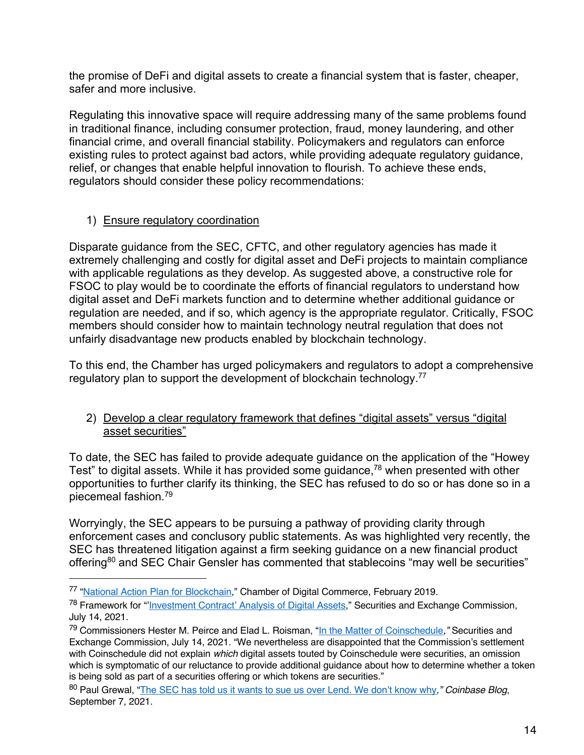the promise of DeFi and digital assets to create a financial system that is faster, cheaper, safer and more inclusive.

Regulating this innovative space will require addressing many of the same problems found in traditional finance, including consumer protection, fraud, money laundering, and other financial crime, and overall financial stability. Policymakers and regulators can enforce existing rules to protect against bad actors, while providing adequate regulatory guidance, relief, or changes that enable helpful innovation to flourish. To achieve these ends, regulators should consider these policy recommendations:

1) Ensure regulatory coordination

Disparate guidance from the SEC, CFTC, and other regulatory agencies has made it extremely challenging and costly for digital asset and DeFi projects to maintain compliance with applicable regulations as they develop. As suggested above, a constructive role for FSOC to play would be to coordinate the efforts of financial regulators to understand how digital asset and DeFi markets function and to determine whether additional guidance or regulation are needed, and if so, which agency is the appropriate regulator. Critically, FSOC members should consider how to maintain technology neutral regulation that does not unfairly disadvantage new products enabled by blockchain technology.

To this end, the Chamber has urged policymakers and regulators to adopt a comprehensive regulatory plan to support the development of blockchain technology.[77]

2) Develop a clear regulatory framework that defines "digital assets" versus "digital asset securities"

To date, the SEC has failed to provide adequate guidance on the application of the "Howey Test" to digital assets. While it has provided some guidance,[78] when presented with other opportunities to further clarify its thinking, the SEC has refused to do so or has done so in a piecemeal fashion.[79]

Worryingly, the SEC appears to be pursuing a pathway of providing clarity through enforcement cases and conclusory public statements. As was highlighted very recently, the SEC has threatened litigation against a firm seeking guidance on a new financial product offering[80] and SEC Chair Gensler has commented that stablecoins "may well be securities"

---

[77] "National Action Plan for Blockchain," Chamber of Digital Commerce, February 2019.

[78] Framework for "'Investment Contract' Analysis of Digital Assets," Securities and Exchange Commission, July 14, 2021.

[79] Commissioners Hester M. Peirce and Elad L. Roisman, "In the Matter of Coinschedule," Securities and Exchange Commission, July 14, 2021. "We nevertheless are disappointed that the Commission's settlement with Coinschedule did not explain *which* digital assets touted by Coinschedule were securities, an omission which is symptomatic of our reluctance to provide additional guidance about how to determine whether a token is being sold as part of a securities offering or which tokens are securities."

[80] Paul Grewal, "The SEC has told us it wants to sue us over Lend. We don't know why," *Coinbase Blog*, September 7, 2021.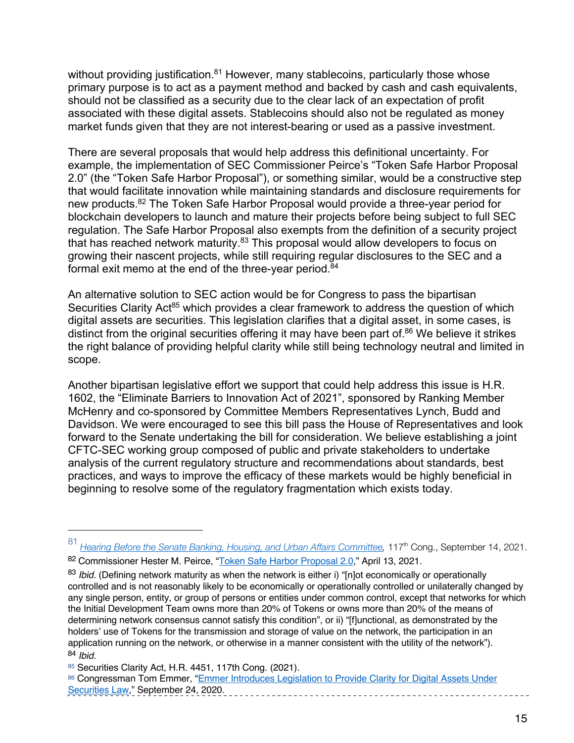without providing justification.[81] However, many stablecoins, particularly those whose primary purpose is to act as a payment method and backed by cash and cash equivalents, should not be classified as a security due to the clear lack of an expectation of profit associated with these digital assets. Stablecoins should also not be regulated as money market funds given that they are not interest-bearing or used as a passive investment.

There are several proposals that would help address this definitional uncertainty. For example, the implementation of SEC Commissioner Peirce's "Token Safe Harbor Proposal 2.0" (the "Token Safe Harbor Proposal"), or something similar, would be a constructive step that would facilitate innovation while maintaining standards and disclosure requirements for new products.[82] The Token Safe Harbor Proposal would provide a three-year period for blockchain developers to launch and mature their projects before being subject to full SEC regulation. The Safe Harbor Proposal also exempts from the definition of a security project that has reached network maturity.[83] This proposal would allow developers to focus on growing their nascent projects, while still requiring regular disclosures to the SEC and a formal exit memo at the end of the three-year period.[84]

An alternative solution to SEC action would be for Congress to pass the bipartisan Securities Clarity Act[85] which provides a clear framework to address the question of which digital assets are securities. This legislation clarifies that a digital asset, in some cases, is distinct from the original securities offering it may have been part of.[86] We believe it strikes the right balance of providing helpful clarity while still being technology neutral and limited in scope.

Another bipartisan legislative effort we support that could help address this issue is H.R. 1602, the "Eliminate Barriers to Innovation Act of 2021", sponsored by Ranking Member McHenry and co-sponsored by Committee Members Representatives Lynch, Budd and Davidson. We were encouraged to see this bill pass the House of Representatives and look forward to the Senate undertaking the bill for consideration. We believe establishing a joint CFTC-SEC working group composed of public and private stakeholders to undertake analysis of the current regulatory structure and recommendations about standards, best practices, and ways to improve the efficacy of these markets would be highly beneficial in beginning to resolve some of the regulatory fragmentation which exists today.

---

[81] *Hearing Before the Senate Banking, Housing, and Urban Affairs Committee,* 117th Cong., September 14, 2021.

[82] Commissioner Hester M. Peirce, "Token Safe Harbor Proposal 2.0," April 13, 2021.

[83] *Ibid.* (Defining network maturity as when the network is either i) "[n]ot economically or operationally controlled and is not reasonably likely to be economically or operationally controlled or unilaterally changed by any single person, entity, or group of persons or entities under common control, except that networks for which the Initial Development Team owns more than 20% of Tokens or owns more than 20% of the means of determining network consensus cannot satisfy this condition", or ii) "[f]unctional, as demonstrated by the holders' use of Tokens for the transmission and storage of value on the network, the participation in an application running on the network, or otherwise in a manner consistent with the utility of the network").

[84] *Ibid.*

[85] Securities Clarity Act, H.R. 4451, 117th Cong. (2021).

[86] Congressman Tom Emmer, "Emmer Introduces Legislation to Provide Clarity for Digital Assets Under Securities Law," September 24, 2020.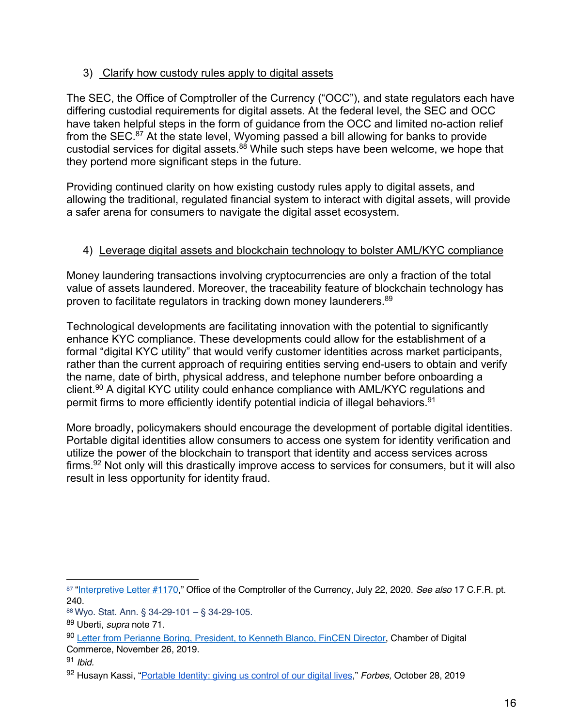3) Clarify how custody rules apply to digital assets

The SEC, the Office of Comptroller of the Currency ("OCC"), and state regulators each have differing custodial requirements for digital assets. At the federal level, the SEC and OCC have taken helpful steps in the form of guidance from the OCC and limited no-action relief from the SEC.[87] At the state level, Wyoming passed a bill allowing for banks to provide custodial services for digital assets.[88] While such steps have been welcome, we hope that they portend more significant steps in the future.

Providing continued clarity on how existing custody rules apply to digital assets, and allowing the traditional, regulated financial system to interact with digital assets, will provide a safer arena for consumers to navigate the digital asset ecosystem.

4) Leverage digital assets and blockchain technology to bolster AML/KYC compliance

Money laundering transactions involving cryptocurrencies are only a fraction of the total value of assets laundered. Moreover, the traceability feature of blockchain technology has proven to facilitate regulators in tracking down money launderers.[89]

Technological developments are facilitating innovation with the potential to significantly enhance KYC compliance. These developments could allow for the establishment of a formal "digital KYC utility" that would verify customer identities across market participants, rather than the current approach of requiring entities serving end-users to obtain and verify the name, date of birth, physical address, and telephone number before onboarding a client.[90] A digital KYC utility could enhance compliance with AML/KYC regulations and permit firms to more efficiently identify potential indicia of illegal behaviors.[91]

More broadly, policymakers should encourage the development of portable digital identities. Portable digital identities allow consumers to access one system for identity verification and utilize the power of the blockchain to transport that identity and access services across firms.[92] Not only will this drastically improve access to services for consumers, but it will also result in less opportunity for identity fraud.

---

[87] "Interpretive Letter #1170," Office of the Comptroller of the Currency, July 22, 2020. *See also* 17 C.F.R. pt. 240.

[88] Wyo. Stat. Ann. § 34-29-101 – § 34-29-105.

[89] Uberti, *supra* note 71.

[90] Letter from Perianne Boring, President, to Kenneth Blanco, FinCEN Director, Chamber of Digital Commerce, November 26, 2019.

[91] *Ibid.*

[92] Husayn Kassi, "Portable Identity: giving us control of our digital lives," *Forbes,* October 28, 2019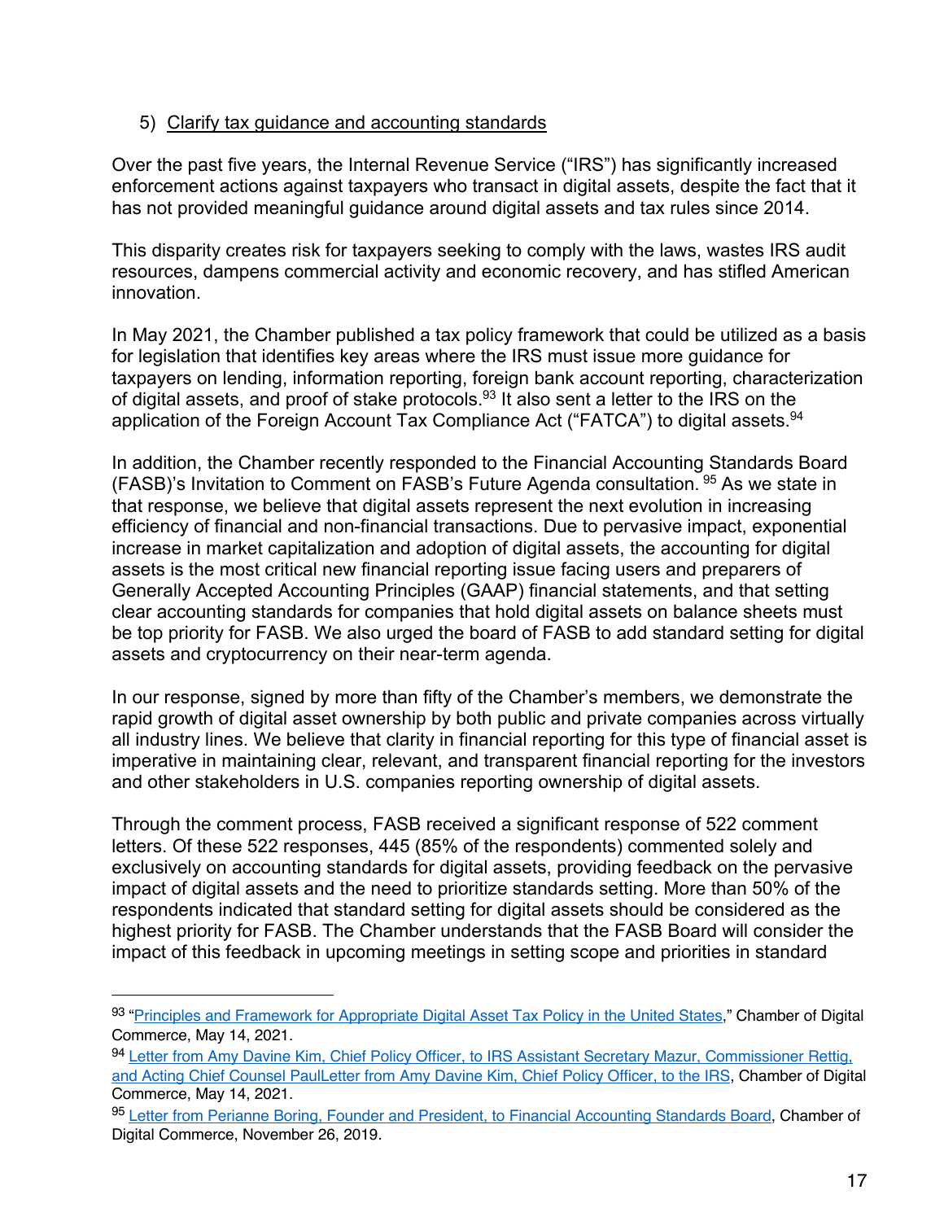5) Clarify tax guidance and accounting standards

Over the past five years, the Internal Revenue Service ("IRS") has significantly increased enforcement actions against taxpayers who transact in digital assets, despite the fact that it has not provided meaningful guidance around digital assets and tax rules since 2014.

This disparity creates risk for taxpayers seeking to comply with the laws, wastes IRS audit resources, dampens commercial activity and economic recovery, and has stifled American innovation.

In May 2021, the Chamber published a tax policy framework that could be utilized as a basis for legislation that identifies key areas where the IRS must issue more guidance for taxpayers on lending, information reporting, foreign bank account reporting, characterization of digital assets, and proof of stake protocols.[93] It also sent a letter to the IRS on the application of the Foreign Account Tax Compliance Act ("FATCA") to digital assets.[94]

In addition, the Chamber recently responded to the Financial Accounting Standards Board (FASB)'s Invitation to Comment on FASB's Future Agenda consultation. [95] As we state in that response, we believe that digital assets represent the next evolution in increasing efficiency of financial and non-financial transactions. Due to pervasive impact, exponential increase in market capitalization and adoption of digital assets, the accounting for digital assets is the most critical new financial reporting issue facing users and preparers of Generally Accepted Accounting Principles (GAAP) financial statements, and that setting clear accounting standards for companies that hold digital assets on balance sheets must be top priority for FASB. We also urged the board of FASB to add standard setting for digital assets and cryptocurrency on their near-term agenda.

In our response, signed by more than fifty of the Chamber's members, we demonstrate the rapid growth of digital asset ownership by both public and private companies across virtually all industry lines. We believe that clarity in financial reporting for this type of financial asset is imperative in maintaining clear, relevant, and transparent financial reporting for the investors and other stakeholders in U.S. companies reporting ownership of digital assets.

Through the comment process, FASB received a significant response of 522 comment letters. Of these 522 responses, 445 (85% of the respondents) commented solely and exclusively on accounting standards for digital assets, providing feedback on the pervasive impact of digital assets and the need to prioritize standards setting. More than 50% of the respondents indicated that standard setting for digital assets should be considered as the highest priority for FASB. The Chamber understands that the FASB Board will consider the impact of this feedback in upcoming meetings in setting scope and priorities in standard

---

[93] "Principles and Framework for Appropriate Digital Asset Tax Policy in the United States," Chamber of Digital Commerce, May 14, 2021.

[94] Letter from Amy Davine Kim, Chief Policy Officer, to IRS Assistant Secretary Mazur, Commissioner Rettig, and Acting Chief Counsel PaulLetter from Amy Davine Kim, Chief Policy Officer, to the IRS, Chamber of Digital Commerce, May 14, 2021.

[95] Letter from Perianne Boring, Founder and President, to Financial Accounting Standards Board, Chamber of Digital Commerce, November 26, 2019.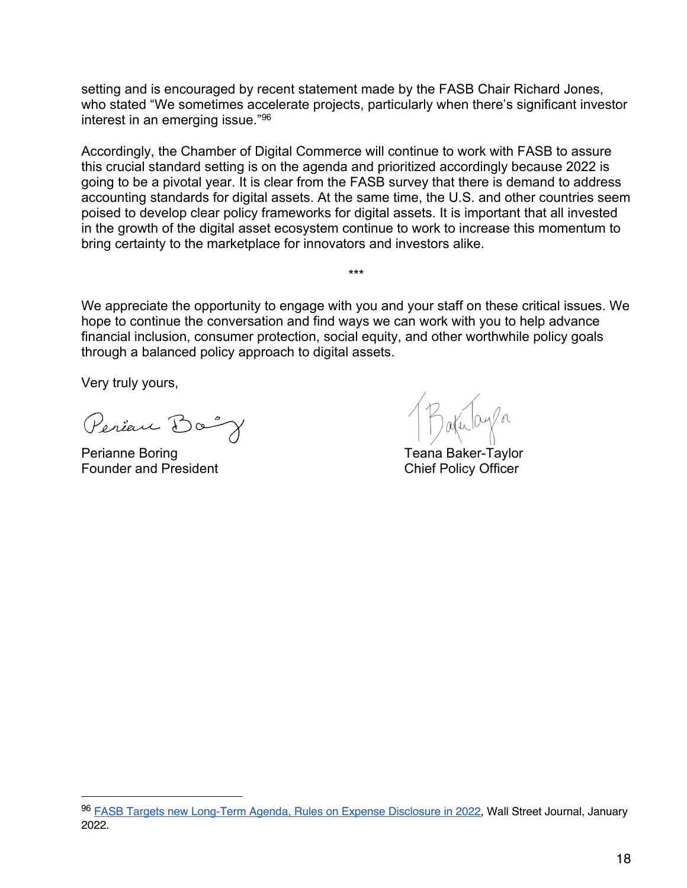setting and is encouraged by recent statement made by the FASB Chair Richard Jones, who stated "We sometimes accelerate projects, particularly when there's significant investor interest in an emerging issue."[96]

Accordingly, the Chamber of Digital Commerce will continue to work with FASB to assure this crucial standard setting is on the agenda and prioritized accordingly because 2022 is going to be a pivotal year. It is clear from the FASB survey that there is demand to address accounting standards for digital assets. At the same time, the U.S. and other countries seem poised to develop clear policy frameworks for digital assets. It is important that all invested in the growth of the digital asset ecosystem continue to work to increase this momentum to bring certainty to the marketplace for innovators and investors alike.

***

We appreciate the opportunity to engage with you and your staff on these critical issues. We hope to continue the conversation and find ways we can work with you to help advance financial inclusion, consumer protection, social equity, and other worthwhile policy goals through a balanced policy approach to digital assets.

Very truly yours,

Perianne Boring
Founder and President

Teana Baker-Taylor
Chief Policy Officer

---

[96] FASB Targets new Long-Term Agenda, Rules on Expense Disclosure in 2022, Wall Street Journal, January 2022.